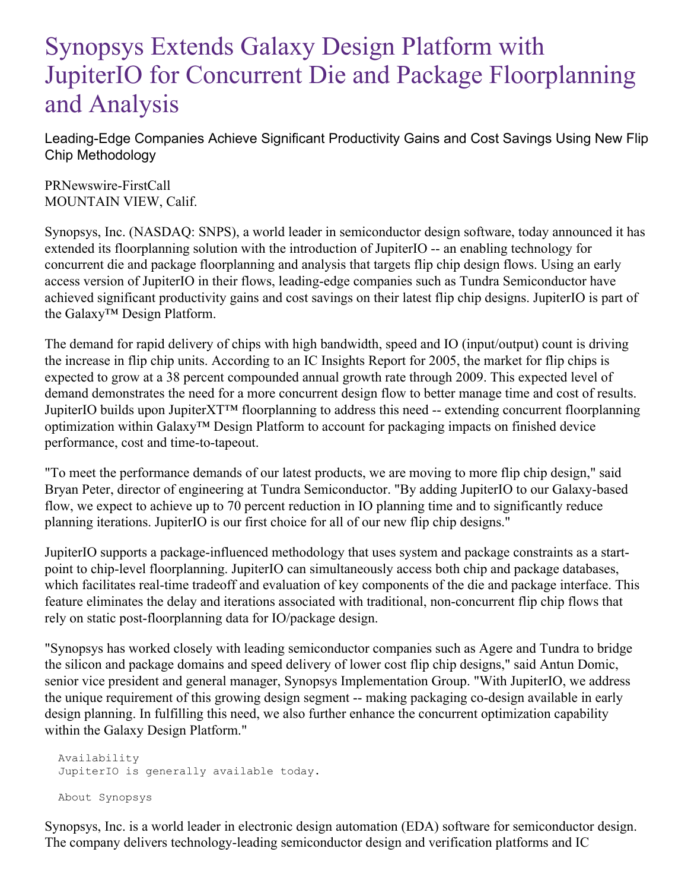# Synopsys Extends Galaxy Design Platform with JupiterIO for Concurrent Die and Package Floorplanning and Analysis

Leading-Edge Companies Achieve Significant Productivity Gains and Cost Savings Using New Flip Chip Methodology

PRNewswire-FirstCall
MOUNTAIN VIEW, Calif.

Synopsys, Inc. (NASDAQ: SNPS), a world leader in semiconductor design software, today announced it has extended its floorplanning solution with the introduction of JupiterIO -- an enabling technology for concurrent die and package floorplanning and analysis that targets flip chip design flows. Using an early access version of JupiterIO in their flows, leading-edge companies such as Tundra Semiconductor have achieved significant productivity gains and cost savings on their latest flip chip designs. JupiterIO is part of the Galaxy™ Design Platform.

The demand for rapid delivery of chips with high bandwidth, speed and IO (input/output) count is driving the increase in flip chip units. According to an IC Insights Report for 2005, the market for flip chips is expected to grow at a 38 percent compounded annual growth rate through 2009. This expected level of demand demonstrates the need for a more concurrent design flow to better manage time and cost of results. JupiterIO builds upon JupiterXT™ floorplanning to address this need -- extending concurrent floorplanning optimization within Galaxy™ Design Platform to account for packaging impacts on finished device performance, cost and time-to-tapeout.

"To meet the performance demands of our latest products, we are moving to more flip chip design," said Bryan Peter, director of engineering at Tundra Semiconductor. "By adding JupiterIO to our Galaxy-based flow, we expect to achieve up to 70 percent reduction in IO planning time and to significantly reduce planning iterations. JupiterIO is our first choice for all of our new flip chip designs."

JupiterIO supports a package-influenced methodology that uses system and package constraints as a start-point to chip-level floorplanning. JupiterIO can simultaneously access both chip and package databases, which facilitates real-time tradeoff and evaluation of key components of the die and package interface. This feature eliminates the delay and iterations associated with traditional, non-concurrent flip chip flows that rely on static post-floorplanning data for IO/package design.

"Synopsys has worked closely with leading semiconductor companies such as Agere and Tundra to bridge the silicon and package domains and speed delivery of lower cost flip chip designs," said Antun Domic, senior vice president and general manager, Synopsys Implementation Group. "With JupiterIO, we address the unique requirement of this growing design segment -- making packaging co-design available in early design planning. In fulfilling this need, we also further enhance the concurrent optimization capability within the Galaxy Design Platform."

```
Availability
JupiterIO is generally available today.

About Synopsys
```

Synopsys, Inc. is a world leader in electronic design automation (EDA) software for semiconductor design. The company delivers technology-leading semiconductor design and verification platforms and IC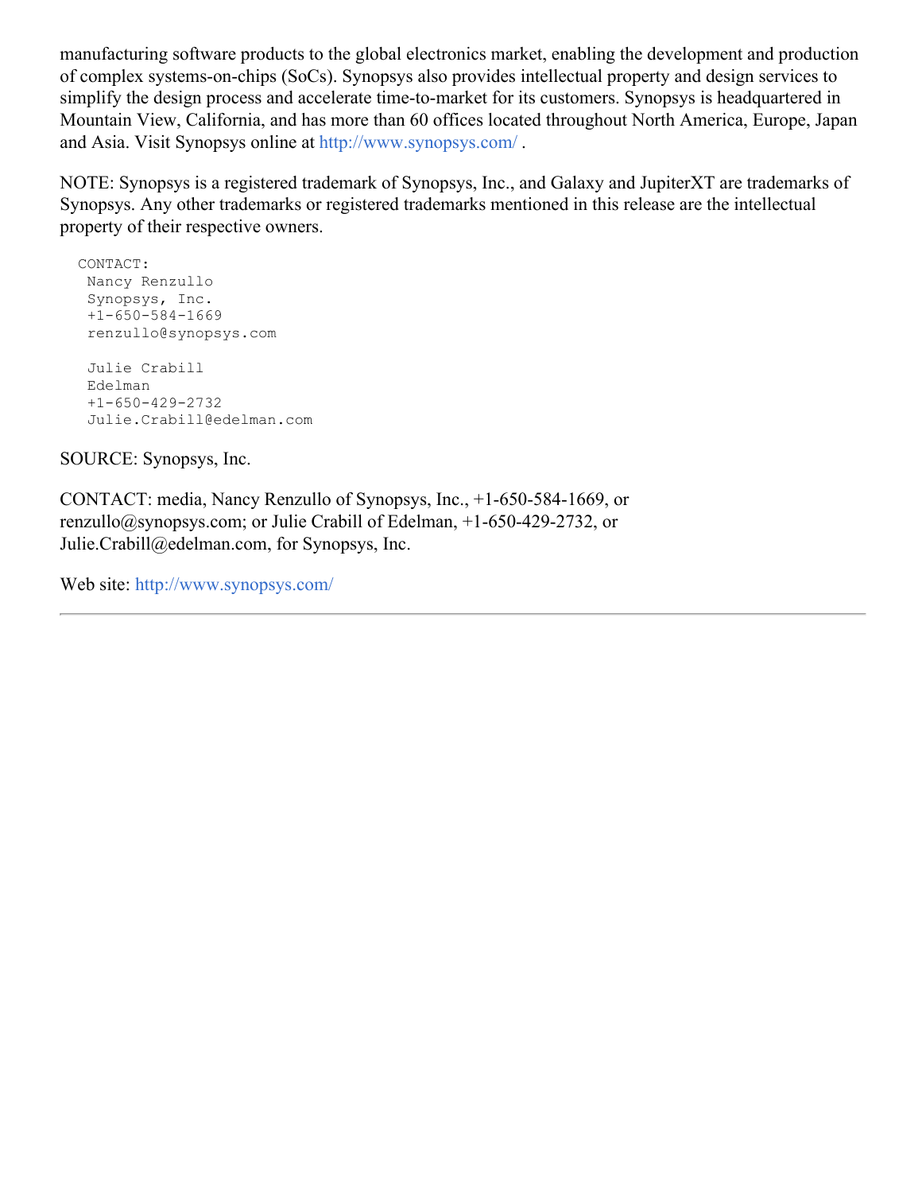manufacturing software products to the global electronics market, enabling the development and production of complex systems-on-chips (SoCs). Synopsys also provides intellectual property and design services to simplify the design process and accelerate time-to-market for its customers. Synopsys is headquartered in Mountain View, California, and has more than 60 offices located throughout North America, Europe, Japan and Asia. Visit Synopsys online at http://www.synopsys.com/ .

NOTE: Synopsys is a registered trademark of Synopsys, Inc., and Galaxy and JupiterXT are trademarks of Synopsys. Any other trademarks or registered trademarks mentioned in this release are the intellectual property of their respective owners.

```
CONTACT:
 Nancy Renzullo
 Synopsys, Inc.
 +1-650-584-1669
 renzullo@synopsys.com

 Julie Crabill
 Edelman
 +1-650-429-2732
 Julie.Crabill@edelman.com
```

SOURCE: Synopsys, Inc.

CONTACT: media, Nancy Renzullo of Synopsys, Inc., +1-650-584-1669, or renzullo@synopsys.com; or Julie Crabill of Edelman, +1-650-429-2732, or Julie.Crabill@edelman.com, for Synopsys, Inc.

Web site: http://www.synopsys.com/

---